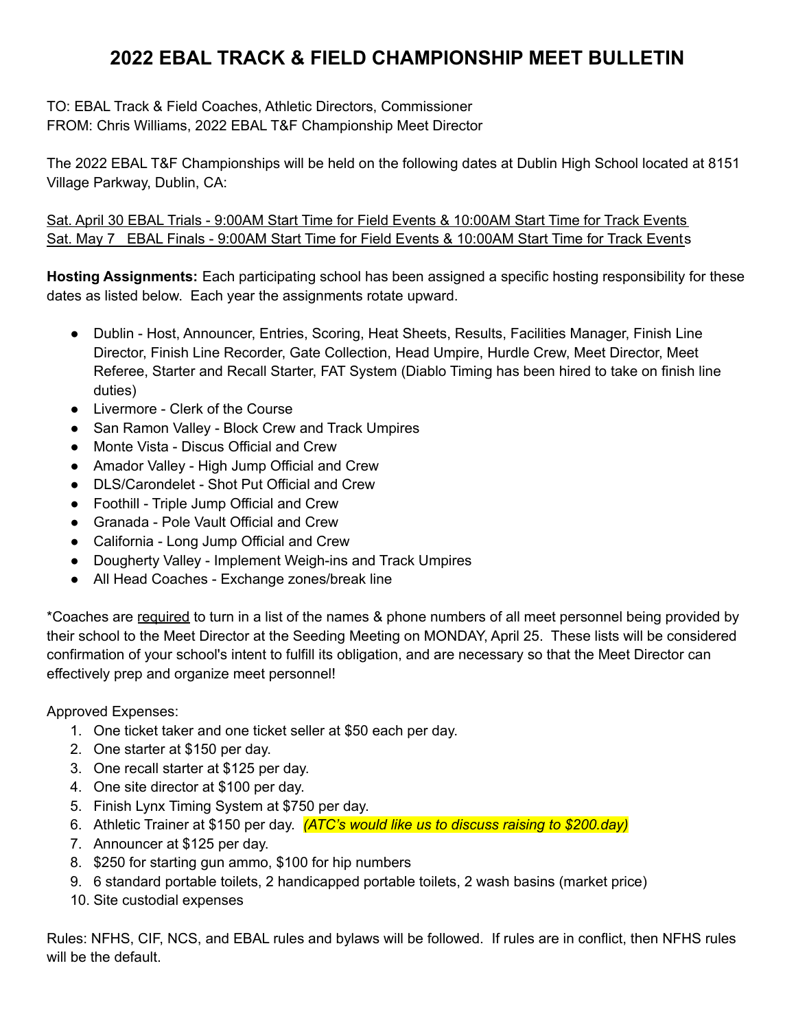# 2022 EBAL TRACK & FIELD CHAMPIONSHIP MEET BULLETIN

TO: EBAL Track & Field Coaches, Athletic Directors, Commissioner
FROM: Chris Williams, 2022 EBAL T&F Championship Meet Director

The 2022 EBAL T&F Championships will be held on the following dates at Dublin High School located at 8151 Village Parkway, Dublin, CA:

<u>Sat. April 30 EBAL Trials - 9:00AM Start Time for Field Events & 10:00AM Start Time for Track Events</u>
<u>Sat. May 7 EBAL Finals - 9:00AM Start Time for Field Events & 10:00AM Start Time for Track Events</u>

**Hosting Assignments:** Each participating school has been assigned a specific hosting responsibility for these dates as listed below. Each year the assignments rotate upward.

- Dublin - Host, Announcer, Entries, Scoring, Heat Sheets, Results, Facilities Manager, Finish Line Director, Finish Line Recorder, Gate Collection, Head Umpire, Hurdle Crew, Meet Director, Meet Referee, Starter and Recall Starter, FAT System (Diablo Timing has been hired to take on finish line duties)
- Livermore - Clerk of the Course
- San Ramon Valley - Block Crew and Track Umpires
- Monte Vista - Discus Official and Crew
- Amador Valley - High Jump Official and Crew
- DLS/Carondelet - Shot Put Official and Crew
- Foothill - Triple Jump Official and Crew
- Granada - Pole Vault Official and Crew
- California - Long Jump Official and Crew
- Dougherty Valley - Implement Weigh-ins and Track Umpires
- All Head Coaches - Exchange zones/break line

*Coaches are <u>required</u> to turn in a list of the names & phone numbers of all meet personnel being provided by their school to the Meet Director at the Seeding Meeting on MONDAY, April 25. These lists will be considered confirmation of your school's intent to fulfill its obligation, and are necessary so that the Meet Director can effectively prep and organize meet personnel!

Approved Expenses:

1. One ticket taker and one ticket seller at $50 each per day.
2. One starter at $150 per day.
3. One recall starter at $125 per day.
4. One site director at $100 per day.
5. Finish Lynx Timing System at $750 per day.
6. Athletic Trainer at $150 per day. *(ATC's would like us to discuss raising to $200.day)*
7. Announcer at $125 per day.
8. $250 for starting gun ammo, $100 for hip numbers
9. 6 standard portable toilets, 2 handicapped portable toilets, 2 wash basins (market price)
10. Site custodial expenses

Rules: NFHS, CIF, NCS, and EBAL rules and bylaws will be followed. If rules are in conflict, then NFHS rules will be the default.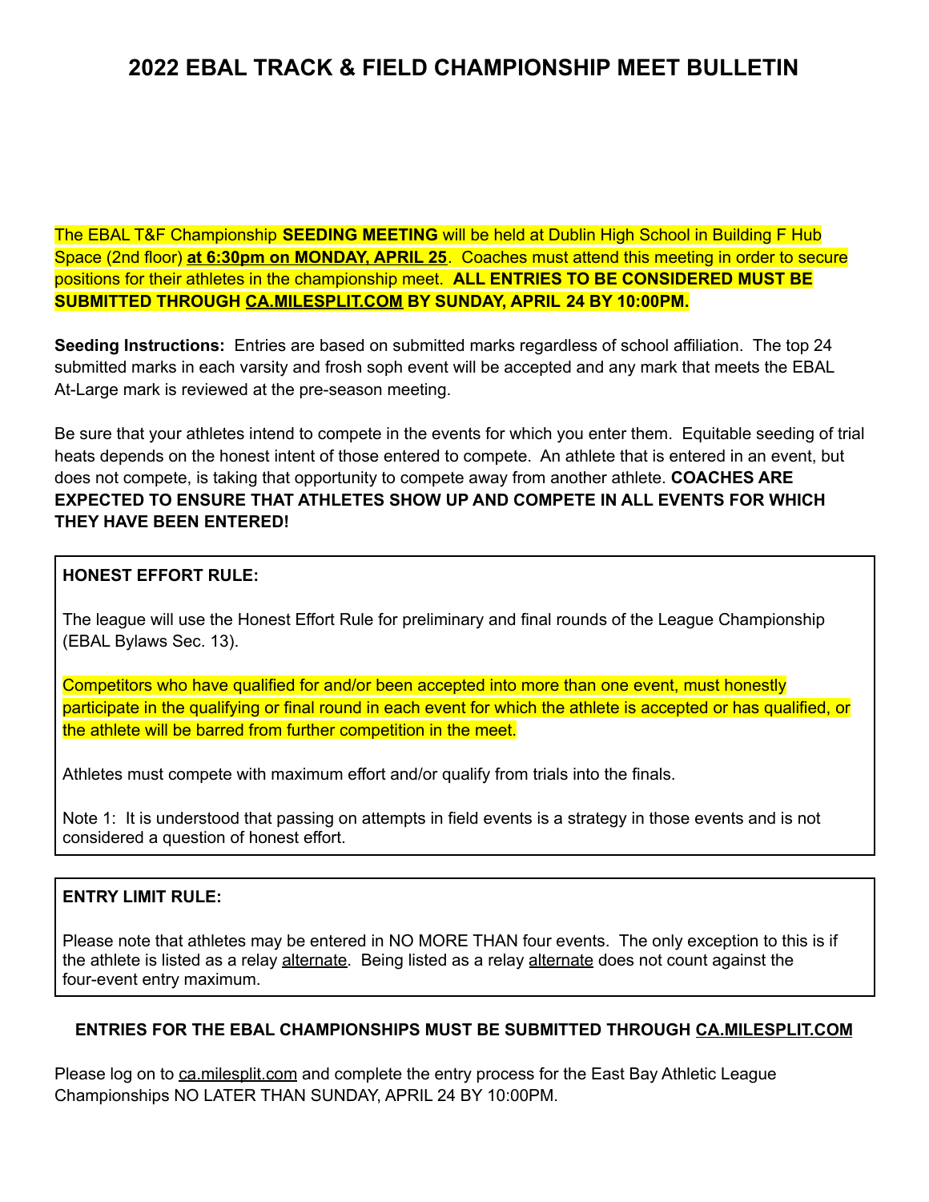# 2022 EBAL TRACK & FIELD CHAMPIONSHIP MEET BULLETIN

The EBAL T&F Championship **SEEDING MEETING** will be held at Dublin High School in Building F Hub Space (2nd floor) **at 6:30pm on MONDAY, APRIL 25**. Coaches must attend this meeting in order to secure positions for their athletes in the championship meet. **ALL ENTRIES TO BE CONSIDERED MUST BE SUBMITTED THROUGH CA.MILESPLIT.COM BY SUNDAY, APRIL 24 BY 10:00PM.**

**Seeding Instructions:** Entries are based on submitted marks regardless of school affiliation. The top 24 submitted marks in each varsity and frosh soph event will be accepted and any mark that meets the EBAL At-Large mark is reviewed at the pre-season meeting.

Be sure that your athletes intend to compete in the events for which you enter them. Equitable seeding of trial heats depends on the honest intent of those entered to compete. An athlete that is entered in an event, but does not compete, is taking that opportunity to compete away from another athlete. **COACHES ARE EXPECTED TO ENSURE THAT ATHLETES SHOW UP AND COMPETE IN ALL EVENTS FOR WHICH THEY HAVE BEEN ENTERED!**

**HONEST EFFORT RULE:**

The league will use the Honest Effort Rule for preliminary and final rounds of the League Championship (EBAL Bylaws Sec. 13).

Competitors who have qualified for and/or been accepted into more than one event, must honestly participate in the qualifying or final round in each event for which the athlete is accepted or has qualified, or the athlete will be barred from further competition in the meet.

Athletes must compete with maximum effort and/or qualify from trials into the finals.

Note 1: It is understood that passing on attempts in field events is a strategy in those events and is not considered a question of honest effort.

**ENTRY LIMIT RULE:**

Please note that athletes may be entered in NO MORE THAN four events. The only exception to this is if the athlete is listed as a relay alternate. Being listed as a relay alternate does not count against the four-event entry maximum.

**ENTRIES FOR THE EBAL CHAMPIONSHIPS MUST BE SUBMITTED THROUGH CA.MILESPLIT.COM**

Please log on to ca.milesplit.com and complete the entry process for the East Bay Athletic League Championships NO LATER THAN SUNDAY, APRIL 24 BY 10:00PM.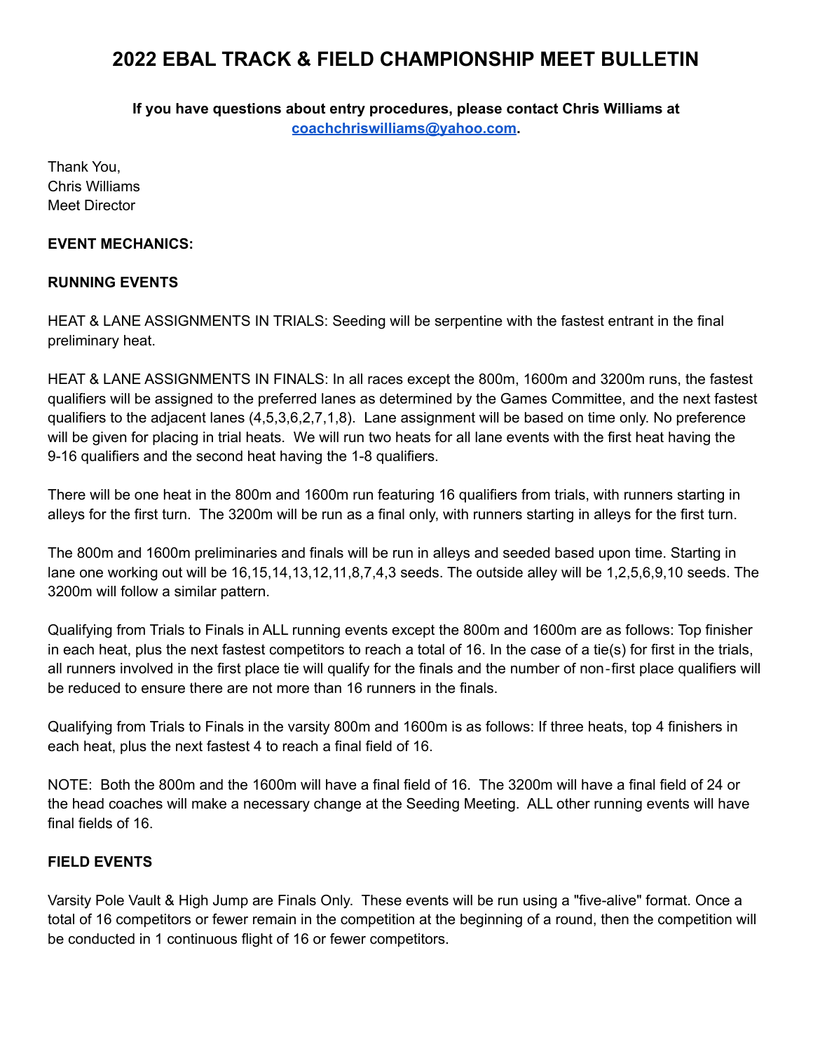# 2022 EBAL TRACK & FIELD CHAMPIONSHIP MEET BULLETIN

**If you have questions about entry procedures, please contact Chris Williams at [coachchriswilliams@yahoo.com](mailto:coachchriswilliams@yahoo.com).**

Thank You,
Chris Williams
Meet Director

**EVENT MECHANICS:**

**RUNNING EVENTS**

HEAT & LANE ASSIGNMENTS IN TRIALS: Seeding will be serpentine with the fastest entrant in the final preliminary heat.

HEAT & LANE ASSIGNMENTS IN FINALS: In all races except the 800m, 1600m and 3200m runs, the fastest qualifiers will be assigned to the preferred lanes as determined by the Games Committee, and the next fastest qualifiers to the adjacent lanes (4,5,3,6,2,7,1,8). Lane assignment will be based on time only. No preference will be given for placing in trial heats. We will run two heats for all lane events with the first heat having the 9-16 qualifiers and the second heat having the 1-8 qualifiers.

There will be one heat in the 800m and 1600m run featuring 16 qualifiers from trials, with runners starting in alleys for the first turn. The 3200m will be run as a final only, with runners starting in alleys for the first turn.

The 800m and 1600m preliminaries and finals will be run in alleys and seeded based upon time. Starting in lane one working out will be 16,15,14,13,12,11,8,7,4,3 seeds. The outside alley will be 1,2,5,6,9,10 seeds. The 3200m will follow a similar pattern.

Qualifying from Trials to Finals in ALL running events except the 800m and 1600m are as follows: Top finisher in each heat, plus the next fastest competitors to reach a total of 16. In the case of a tie(s) for first in the trials, all runners involved in the first place tie will qualify for the finals and the number of non-first place qualifiers will be reduced to ensure there are not more than 16 runners in the finals.

Qualifying from Trials to Finals in the varsity 800m and 1600m is as follows: If three heats, top 4 finishers in each heat, plus the next fastest 4 to reach a final field of 16.

NOTE: Both the 800m and the 1600m will have a final field of 16. The 3200m will have a final field of 24 or the head coaches will make a necessary change at the Seeding Meeting. ALL other running events will have final fields of 16.

**FIELD EVENTS**

Varsity Pole Vault & High Jump are Finals Only. These events will be run using a "five-alive" format. Once a total of 16 competitors or fewer remain in the competition at the beginning of a round, then the competition will be conducted in 1 continuous flight of 16 or fewer competitors.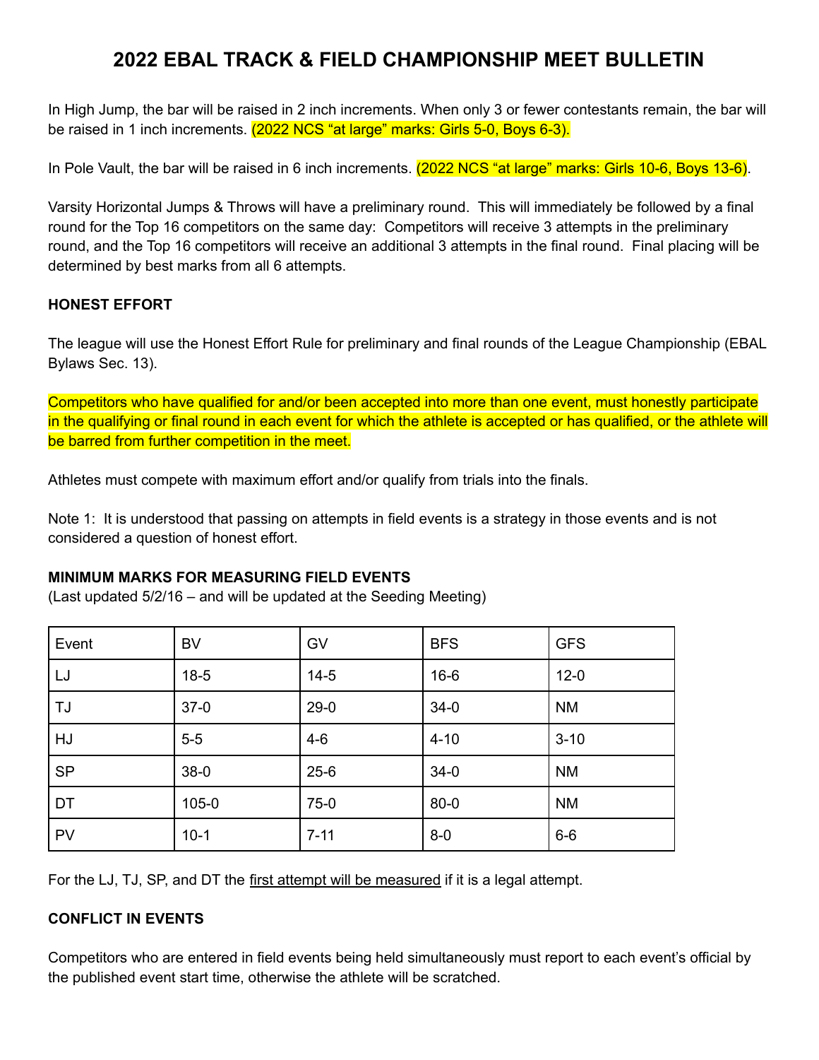# 2022 EBAL TRACK & FIELD CHAMPIONSHIP MEET BULLETIN

In High Jump, the bar will be raised in 2 inch increments. When only 3 or fewer contestants remain, the bar will be raised in 1 inch increments. (2022 NCS "at large" marks: Girls 5-0, Boys 6-3).

In Pole Vault, the bar will be raised in 6 inch increments. (2022 NCS "at large" marks: Girls 10-6, Boys 13-6).

Varsity Horizontal Jumps & Throws will have a preliminary round. This will immediately be followed by a final round for the Top 16 competitors on the same day: Competitors will receive 3 attempts in the preliminary round, and the Top 16 competitors will receive an additional 3 attempts in the final round. Final placing will be determined by best marks from all 6 attempts.

**HONEST EFFORT**

The league will use the Honest Effort Rule for preliminary and final rounds of the League Championship (EBAL Bylaws Sec. 13).

Competitors who have qualified for and/or been accepted into more than one event, must honestly participate in the qualifying or final round in each event for which the athlete is accepted or has qualified, or the athlete will be barred from further competition in the meet.

Athletes must compete with maximum effort and/or qualify from trials into the finals.

Note 1: It is understood that passing on attempts in field events is a strategy in those events and is not considered a question of honest effort.

**MINIMUM MARKS FOR MEASURING FIELD EVENTS**
(Last updated 5/2/16 – and will be updated at the Seeding Meeting)

| Event | BV | GV | BFS | GFS |
|---|---|---|---|---|
| LJ | 18-5 | 14-5 | 16-6 | 12-0 |
| TJ | 37-0 | 29-0 | 34-0 | NM |
| HJ | 5-5 | 4-6 | 4-10 | 3-10 |
| SP | 38-0 | 25-6 | 34-0 | NM |
| DT | 105-0 | 75-0 | 80-0 | NM |
| PV | 10-1 | 7-11 | 8-0 | 6-6 |

For the LJ, TJ, SP, and DT the first attempt will be measured if it is a legal attempt.

**CONFLICT IN EVENTS**

Competitors who are entered in field events being held simultaneously must report to each event's official by the published event start time, otherwise the athlete will be scratched.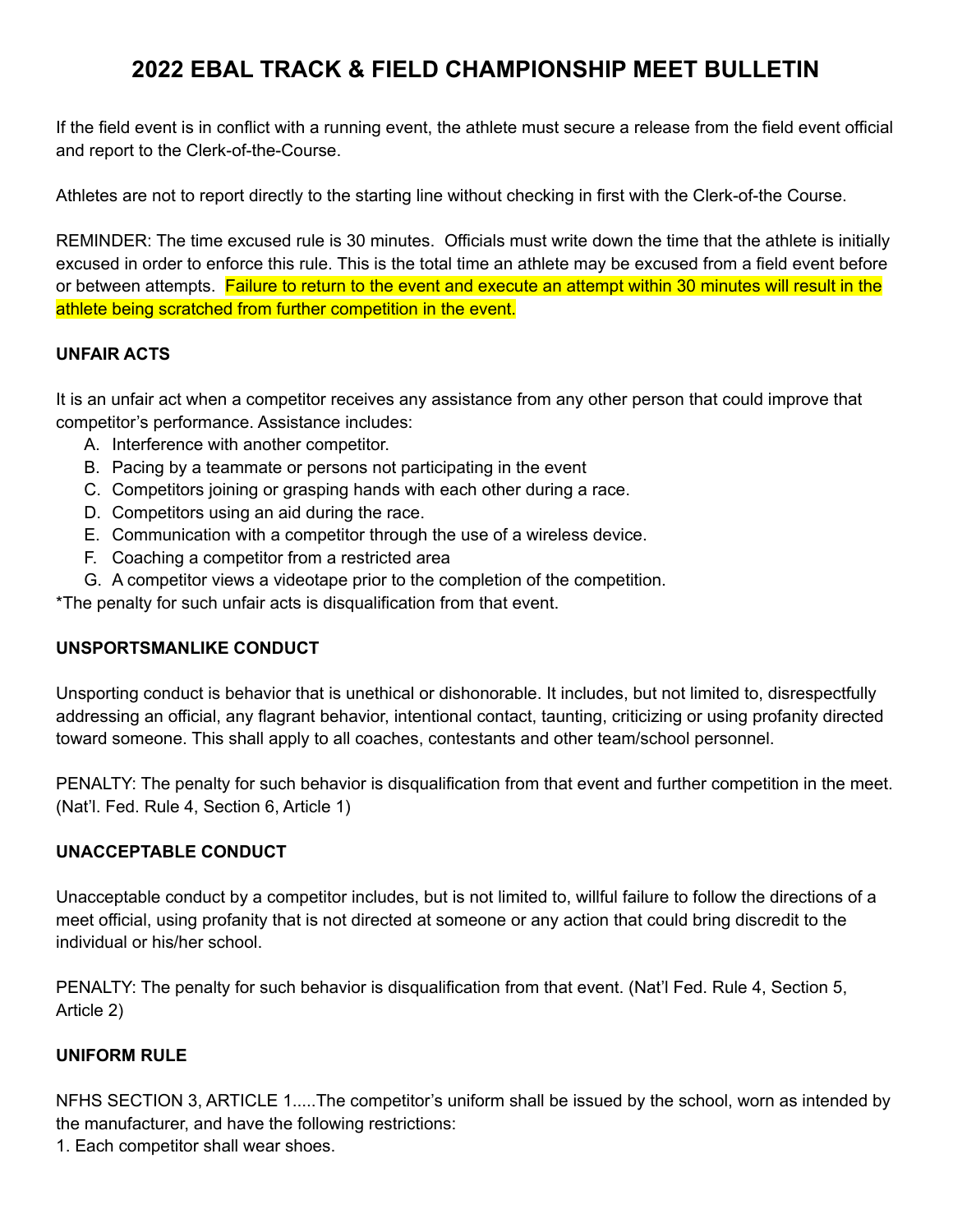# 2022 EBAL TRACK & FIELD CHAMPIONSHIP MEET BULLETIN

If the field event is in conflict with a running event, the athlete must secure a release from the field event official and report to the Clerk-of-the-Course.

Athletes are not to report directly to the starting line without checking in first with the Clerk-of-the Course.

REMINDER: The time excused rule is 30 minutes. Officials must write down the time that the athlete is initially excused in order to enforce this rule. This is the total time an athlete may be excused from a field event before or between attempts. Failure to return to the event and execute an attempt within 30 minutes will result in the athlete being scratched from further competition in the event.

**UNFAIR ACTS**

It is an unfair act when a competitor receives any assistance from any other person that could improve that competitor's performance. Assistance includes:

A. Interference with another competitor.
B. Pacing by a teammate or persons not participating in the event
C. Competitors joining or grasping hands with each other during a race.
D. Competitors using an aid during the race.
E. Communication with a competitor through the use of a wireless device.
F. Coaching a competitor from a restricted area
G. A competitor views a videotape prior to the completion of the competition.

*The penalty for such unfair acts is disqualification from that event.

**UNSPORTSMANLIKE CONDUCT**

Unsporting conduct is behavior that is unethical or dishonorable. It includes, but not limited to, disrespectfully addressing an official, any flagrant behavior, intentional contact, taunting, criticizing or using profanity directed toward someone. This shall apply to all coaches, contestants and other team/school personnel.

PENALTY: The penalty for such behavior is disqualification from that event and further competition in the meet. (Nat'l. Fed. Rule 4, Section 6, Article 1)

**UNACCEPTABLE CONDUCT**

Unacceptable conduct by a competitor includes, but is not limited to, willful failure to follow the directions of a meet official, using profanity that is not directed at someone or any action that could bring discredit to the individual or his/her school.

PENALTY: The penalty for such behavior is disqualification from that event. (Nat'l Fed. Rule 4, Section 5, Article 2)

**UNIFORM RULE**

NFHS SECTION 3, ARTICLE 1.....The competitor's uniform shall be issued by the school, worn as intended by the manufacturer, and have the following restrictions:

1. Each competitor shall wear shoes.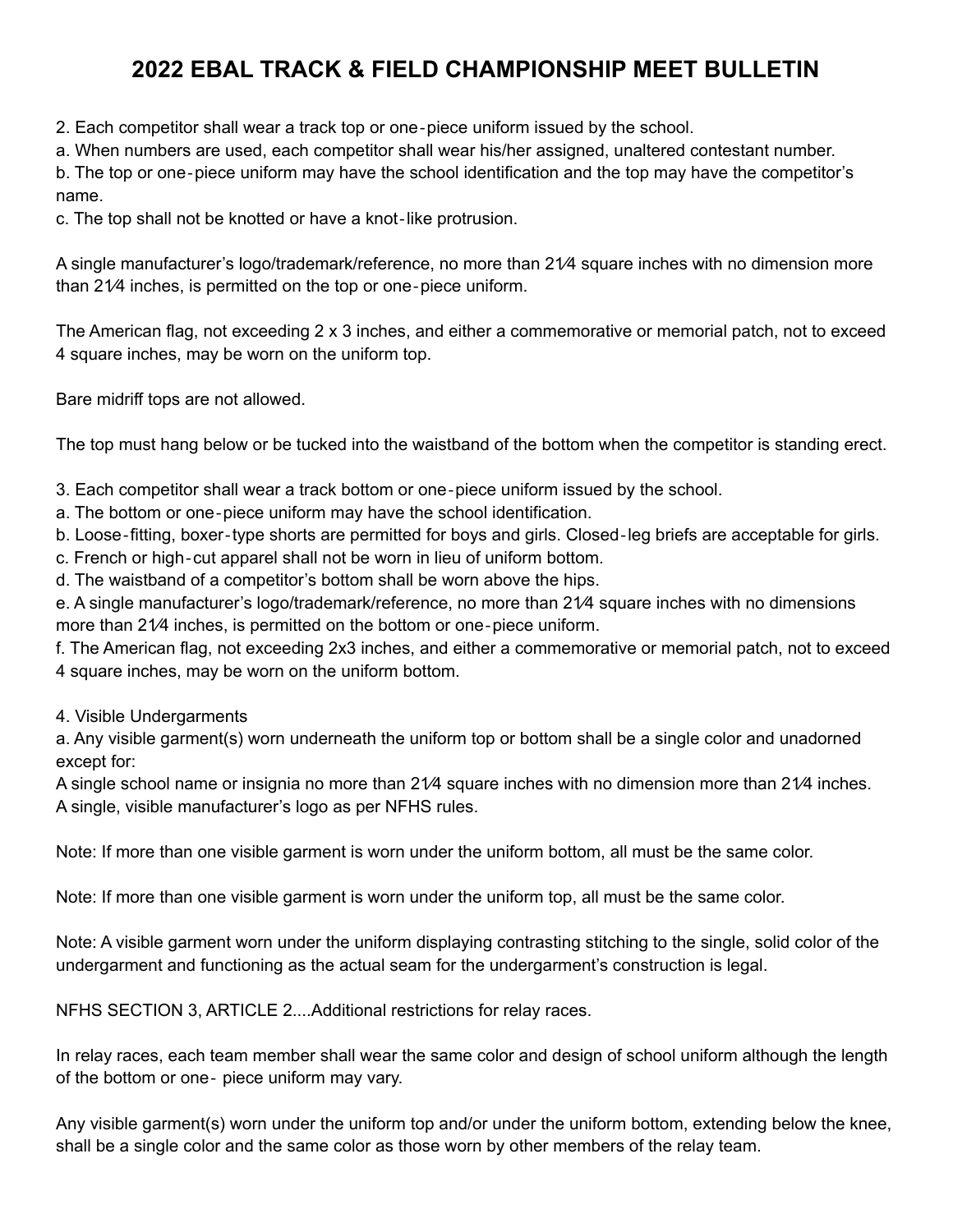# 2022 EBAL TRACK & FIELD CHAMPIONSHIP MEET BULLETIN

2. Each competitor shall wear a track top or one-piece uniform issued by the school.
a. When numbers are used, each competitor shall wear his/her assigned, unaltered contestant number.
b. The top or one-piece uniform may have the school identification and the top may have the competitor's name.
c. The top shall not be knotted or have a knot-like protrusion.

A single manufacturer's logo/trademark/reference, no more than 2¼ square inches with no dimension more than 2¼ inches, is permitted on the top or one-piece uniform.

The American flag, not exceeding 2 x 3 inches, and either a commemorative or memorial patch, not to exceed 4 square inches, may be worn on the uniform top.

Bare midriff tops are not allowed.

The top must hang below or be tucked into the waistband of the bottom when the competitor is standing erect.

3. Each competitor shall wear a track bottom or one-piece uniform issued by the school.
a. The bottom or one-piece uniform may have the school identification.
b. Loose-fitting, boxer-type shorts are permitted for boys and girls. Closed-leg briefs are acceptable for girls.
c. French or high-cut apparel shall not be worn in lieu of uniform bottom.
d. The waistband of a competitor's bottom shall be worn above the hips.
e. A single manufacturer's logo/trademark/reference, no more than 2¼ square inches with no dimensions more than 2¼ inches, is permitted on the bottom or one-piece uniform.
f. The American flag, not exceeding 2x3 inches, and either a commemorative or memorial patch, not to exceed 4 square inches, may be worn on the uniform bottom.

4. Visible Undergarments
a. Any visible garment(s) worn underneath the uniform top or bottom shall be a single color and unadorned except for:
A single school name or insignia no more than 2¼ square inches with no dimension more than 2¼ inches.
A single, visible manufacturer's logo as per NFHS rules.

Note: If more than one visible garment is worn under the uniform bottom, all must be the same color.

Note: If more than one visible garment is worn under the uniform top, all must be the same color.

Note: A visible garment worn under the uniform displaying contrasting stitching to the single, solid color of the undergarment and functioning as the actual seam for the undergarment's construction is legal.

NFHS SECTION 3, ARTICLE 2....Additional restrictions for relay races.

In relay races, each team member shall wear the same color and design of school uniform although the length of the bottom or one- piece uniform may vary.

Any visible garment(s) worn under the uniform top and/or under the uniform bottom, extending below the knee, shall be a single color and the same color as those worn by other members of the relay team.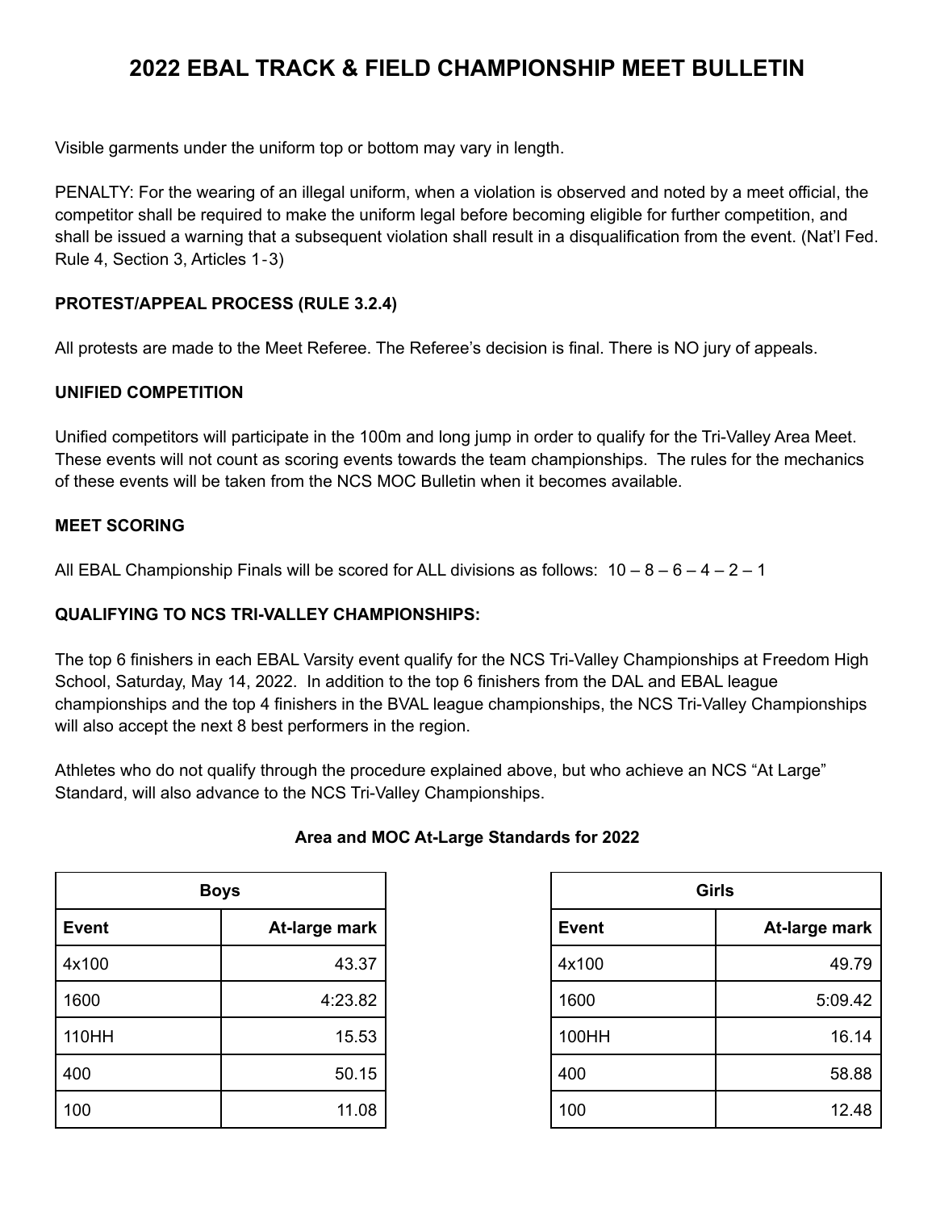# 2022 EBAL TRACK & FIELD CHAMPIONSHIP MEET BULLETIN

Visible garments under the uniform top or bottom may vary in length.

PENALTY: For the wearing of an illegal uniform, when a violation is observed and noted by a meet official, the competitor shall be required to make the uniform legal before becoming eligible for further competition, and shall be issued a warning that a subsequent violation shall result in a disqualification from the event. (Nat'l Fed. Rule 4, Section 3, Articles 1-3)

**PROTEST/APPEAL PROCESS (RULE 3.2.4)**

All protests are made to the Meet Referee. The Referee's decision is final. There is NO jury of appeals.

**UNIFIED COMPETITION**

Unified competitors will participate in the 100m and long jump in order to qualify for the Tri-Valley Area Meet. These events will not count as scoring events towards the team championships. The rules for the mechanics of these events will be taken from the NCS MOC Bulletin when it becomes available.

**MEET SCORING**

All EBAL Championship Finals will be scored for ALL divisions as follows: 10 – 8 – 6 – 4 – 2 – 1

**QUALIFYING TO NCS TRI-VALLEY CHAMPIONSHIPS:**

The top 6 finishers in each EBAL Varsity event qualify for the NCS Tri-Valley Championships at Freedom High School, Saturday, May 14, 2022. In addition to the top 6 finishers from the DAL and EBAL league championships and the top 4 finishers in the BVAL league championships, the NCS Tri-Valley Championships will also accept the next 8 best performers in the region.

Athletes who do not qualify through the procedure explained above, but who achieve an NCS "At Large" Standard, will also advance to the NCS Tri-Valley Championships.

**Area and MOC At-Large Standards for 2022**

| Boys | |
|---|---|
| **Event** | **At-large mark** |
| 4x100 | 43.37 |
| 1600 | 4:23.82 |
| 110HH | 15.53 |
| 400 | 50.15 |
| 100 | 11.08 |

| Girls | |
|---|---|
| **Event** | **At-large mark** |
| 4x100 | 49.79 |
| 1600 | 5:09.42 |
| 100HH | 16.14 |
| 400 | 58.88 |
| 100 | 12.48 |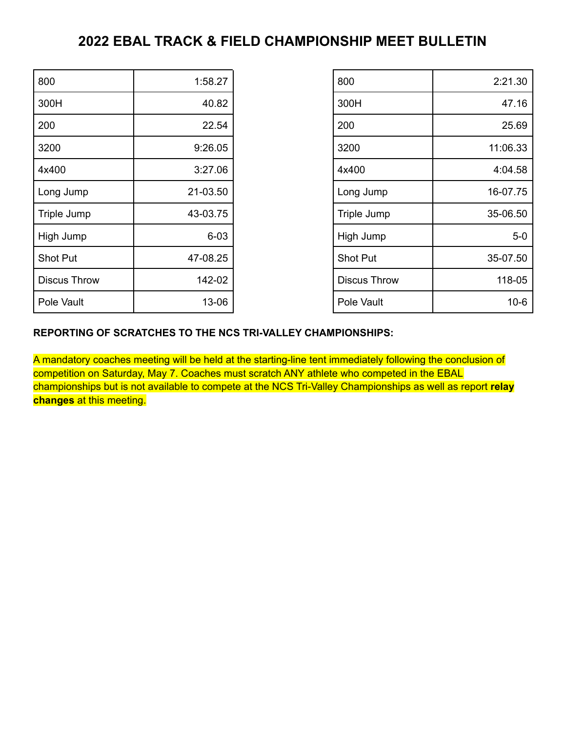# 2022 EBAL TRACK & FIELD CHAMPIONSHIP MEET BULLETIN

| | |
|---|---|
| 800 | 1:58.27 |
| 300H | 40.82 |
| 200 | 22.54 |
| 3200 | 9:26.05 |
| 4x400 | 3:27.06 |
| Long Jump | 21-03.50 |
| Triple Jump | 43-03.75 |
| High Jump | 6-03 |
| Shot Put | 47-08.25 |
| Discus Throw | 142-02 |
| Pole Vault | 13-06 |

| | |
|---|---|
| 800 | 2:21.30 |
| 300H | 47.16 |
| 200 | 25.69 |
| 3200 | 11:06.33 |
| 4x400 | 4:04.58 |
| Long Jump | 16-07.75 |
| Triple Jump | 35-06.50 |
| High Jump | 5-0 |
| Shot Put | 35-07.50 |
| Discus Throw | 118-05 |
| Pole Vault | 10-6 |

**REPORTING OF SCRATCHES TO THE NCS TRI-VALLEY CHAMPIONSHIPS:**

A mandatory coaches meeting will be held at the starting-line tent immediately following the conclusion of competition on Saturday, May 7. Coaches must scratch ANY athlete who competed in the EBAL championships but is not available to compete at the NCS Tri-Valley Championships as well as report **relay changes** at this meeting.